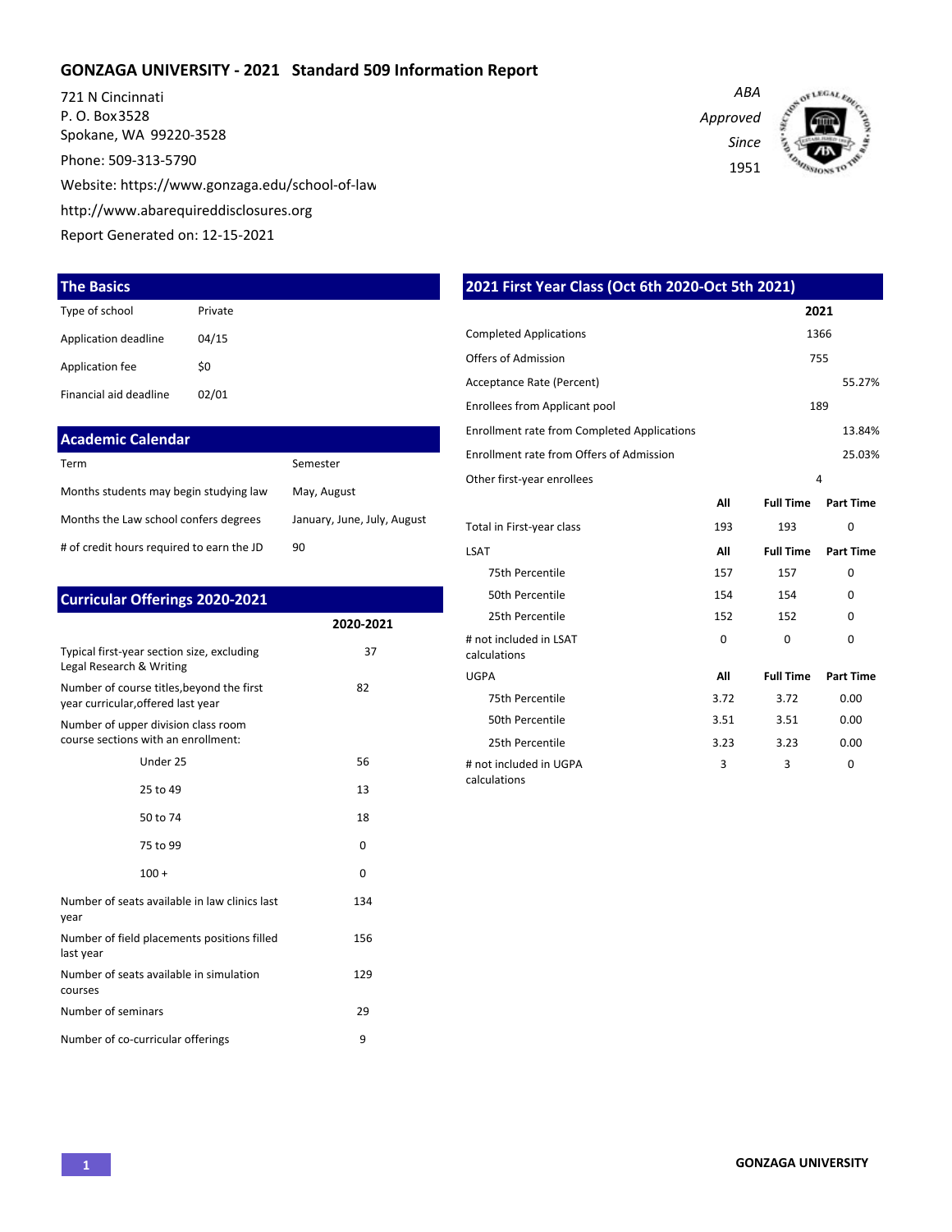# GONZAGA UNIVERSITY - 2021 Standard 509 Information Report

721 N Cincinnati
P. O. Box3528
Spokane, WA 99220-3528

Phone: 509-313-5790

Website: https://www.gonzaga.edu/school-of-law

http://www.abarequireddisclosures.org

Report Generated on: 12-15-2021

*ABA Approved Since 1951*

## The Basics

| | |
|---|---|
| Type of school | Private |
| Application deadline | 04/15 |
| Application fee | $0 |
| Financial aid deadline | 02/01 |

## Academic Calendar

| | |
|---|---|
| Term | Semester |
| Months students may begin studying law | May, August |
| Months the Law school confers degrees | January, June, July, August |
| # of credit hours required to earn the JD | 90 |

## Curricular Offerings 2020-2021

| | 2020-2021 |
|---|---|
| Typical first-year section size, excluding Legal Research & Writing | 37 |
| Number of course titles,beyond the first year curricular,offered last year | 82 |
| Number of upper division class room course sections with an enrollment: | |
| Under 25 | 56 |
| 25 to 49 | 13 |
| 50 to 74 | 18 |
| 75 to 99 | 0 |
| 100 + | 0 |
| Number of seats available in law clinics last year | 134 |
| Number of field placements positions filled last year | 156 |
| Number of seats available in simulation courses | 129 |
| Number of seminars | 29 |
| Number of co-curricular offerings | 9 |

## 2021 First Year Class (Oct 6th 2020-Oct 5th 2021)

| | 2021 |
|---|---|
| Completed Applications | 1366 |
| Offers of Admission | 755 |
| Acceptance Rate (Percent) | 55.27% |
| Enrollees from Applicant pool | 189 |
| Enrollment rate from Completed Applications | 13.84% |
| Enrollment rate from Offers of Admission | 25.03% |
| Other first-year enrollees | 4 |

| | All | Full Time | Part Time |
|---|---|---|---|
| Total in First-year class | 193 | 193 | 0 |

| LSAT | All | Full Time | Part Time |
|---|---|---|---|
| 75th Percentile | 157 | 157 | 0 |
| 50th Percentile | 154 | 154 | 0 |
| 25th Percentile | 152 | 152 | 0 |
| # not included in LSAT calculations | 0 | 0 | 0 |

| UGPA | All | Full Time | Part Time |
|---|---|---|---|
| 75th Percentile | 3.72 | 3.72 | 0.00 |
| 50th Percentile | 3.51 | 3.51 | 0.00 |
| 25th Percentile | 3.23 | 3.23 | 0.00 |
| # not included in UGPA calculations | 3 | 3 | 0 |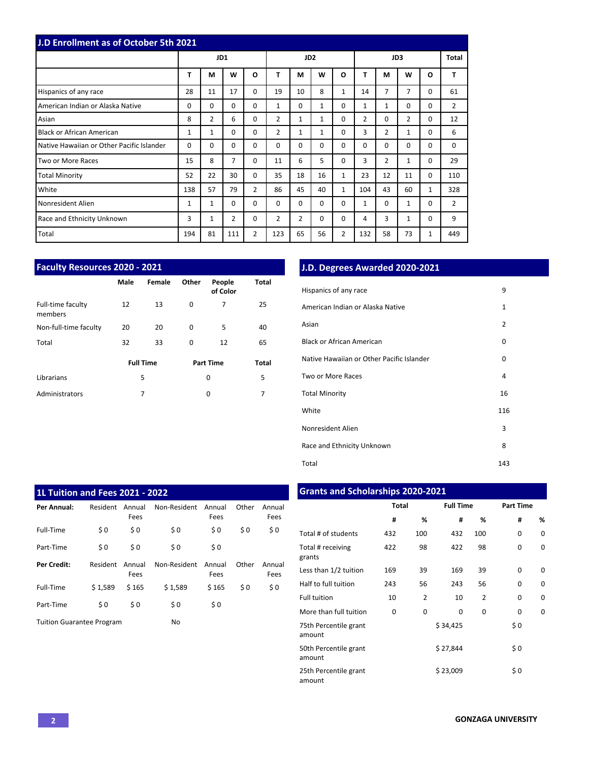## J.D Enrollment as of October 5th 2021

| | JD1 | | | | JD2 | | | | JD3 | | | | Total |
|---|---|---|---|---|---|---|---|---|---|---|---|---|---|
| | T | M | W | O | T | M | W | O | T | M | W | O | T |
| Hispanics of any race | 28 | 11 | 17 | 0 | 19 | 10 | 8 | 1 | 14 | 7 | 7 | 0 | 61 |
| American Indian or Alaska Native | 0 | 0 | 0 | 0 | 1 | 0 | 1 | 0 | 1 | 1 | 0 | 0 | 2 |
| Asian | 8 | 2 | 6 | 0 | 2 | 1 | 1 | 0 | 2 | 0 | 2 | 0 | 12 |
| Black or African American | 1 | 1 | 0 | 0 | 2 | 1 | 1 | 0 | 3 | 2 | 1 | 0 | 6 |
| Native Hawaiian or Other Pacific Islander | 0 | 0 | 0 | 0 | 0 | 0 | 0 | 0 | 0 | 0 | 0 | 0 | 0 |
| Two or More Races | 15 | 8 | 7 | 0 | 11 | 6 | 5 | 0 | 3 | 2 | 1 | 0 | 29 |
| Total Minority | 52 | 22 | 30 | 0 | 35 | 18 | 16 | 1 | 23 | 12 | 11 | 0 | 110 |
| White | 138 | 57 | 79 | 2 | 86 | 45 | 40 | 1 | 104 | 43 | 60 | 1 | 328 |
| Nonresident Alien | 1 | 1 | 0 | 0 | 0 | 0 | 0 | 0 | 1 | 0 | 1 | 0 | 2 |
| Race and Ethnicity Unknown | 3 | 1 | 2 | 0 | 2 | 2 | 0 | 0 | 4 | 3 | 1 | 0 | 9 |
| Total | 194 | 81 | 111 | 2 | 123 | 65 | 56 | 2 | 132 | 58 | 73 | 1 | 449 |

## Faculty Resources 2020 - 2021

| | Male | Female | Other | People of Color | Total |
|---|---|---|---|---|---|
| Full-time faculty members | 12 | 13 | 0 | 7 | 25 |
| Non-full-time faculty | 20 | 20 | 0 | 5 | 40 |
| Total | 32 | 33 | 0 | 12 | 65 |

| | Full Time | Part Time | Total |
|---|---|---|---|
| Librarians | 5 | 0 | 5 |
| Administrators | 7 | 0 | 7 |

## J.D. Degrees Awarded 2020-2021

| | |
|---|---|
| Hispanics of any race | 9 |
| American Indian or Alaska Native | 1 |
| Asian | 2 |
| Black or African American | 0 |
| Native Hawaiian or Other Pacific Islander | 0 |
| Two or More Races | 4 |
| Total Minority | 16 |
| White | 116 |
| Nonresident Alien | 3 |
| Race and Ethnicity Unknown | 8 |
| Total | 143 |

## 1L Tuition and Fees 2021 - 2022

| **Per Annual:** | Resident | Annual Fees | Non-Resident | Annual Fees | Other | Annual Fees |
|---|---|---|---|---|---|---|
| Full-Time | $ 0 | $ 0 | $ 0 | $ 0 | $ 0 | $ 0 |
| Part-Time | $ 0 | $ 0 | $ 0 | $ 0 | | |
| **Per Credit:** | Resident | Annual Fees | Non-Resident | Annual Fees | Other | Annual Fees |
| Full-Time | $ 1,589 | $ 165 | $ 1,589 | $ 165 | $ 0 | $ 0 |
| Part-Time | $ 0 | $ 0 | $ 0 | $ 0 | | |
| Tuition Guarantee Program | | | No | | | |

## Grants and Scholarships 2020-2021

| | Total | | Full Time | | Part Time | |
|---|---|---|---|---|---|---|
| | # | % | # | % | # | % |
| Total # of students | 432 | 100 | 432 | 100 | 0 | 0 |
| Total # receiving grants | 422 | 98 | 422 | 98 | 0 | 0 |
| Less than 1/2 tuition | 169 | 39 | 169 | 39 | 0 | 0 |
| Half to full tuition | 243 | 56 | 243 | 56 | 0 | 0 |
| Full tuition | 10 | 2 | 10 | 2 | 0 | 0 |
| More than full tuition | 0 | 0 | 0 | 0 | 0 | 0 |
| 75th Percentile grant amount | | | $ 34,425 | | $ 0 | |
| 50th Percentile grant amount | | | $ 27,844 | | $ 0 | |
| 25th Percentile grant amount | | | $ 23,009 | | $ 0 | |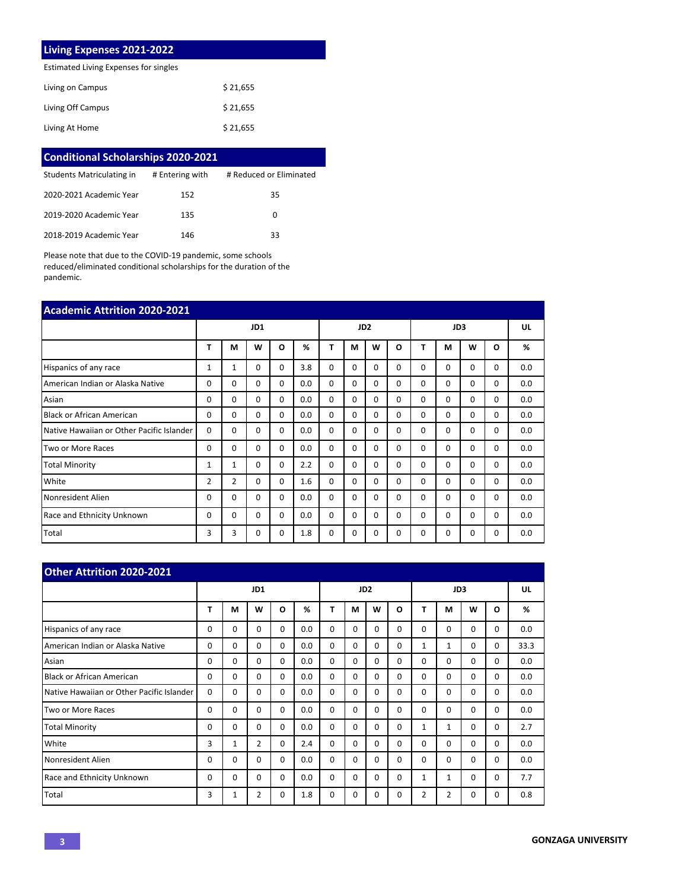## Living Expenses 2021-2022

| Estimated Living Expenses for singles | |
|---|---|
| Living on Campus | $ 21,655 |
| Living Off Campus | $ 21,655 |
| Living At Home | $ 21,655 |

## Conditional Scholarships 2020-2021

| Students Matriculating in | # Entering with | # Reduced or Eliminated |
|---|---|---|
| 2020-2021 Academic Year | 152 | 35 |
| 2019-2020 Academic Year | 135 | 0 |
| 2018-2019 Academic Year | 146 | 33 |

Please note that due to the COVID-19 pandemic, some schools reduced/eliminated conditional scholarships for the duration of the pandemic.

## Academic Attrition 2020-2021

| | JD1 | | | | | JD2 | | | | JD3 | | | | UL |
|---|---|---|---|---|---|---|---|---|---|---|---|---|---|---|
| | T | M | W | O | % | T | M | W | O | T | M | W | O | % |
| Hispanics of any race | 1 | 1 | 0 | 0 | 3.8 | 0 | 0 | 0 | 0 | 0 | 0 | 0 | 0 | 0.0 |
| American Indian or Alaska Native | 0 | 0 | 0 | 0 | 0.0 | 0 | 0 | 0 | 0 | 0 | 0 | 0 | 0 | 0.0 |
| Asian | 0 | 0 | 0 | 0 | 0.0 | 0 | 0 | 0 | 0 | 0 | 0 | 0 | 0 | 0.0 |
| Black or African American | 0 | 0 | 0 | 0 | 0.0 | 0 | 0 | 0 | 0 | 0 | 0 | 0 | 0 | 0.0 |
| Native Hawaiian or Other Pacific Islander | 0 | 0 | 0 | 0 | 0.0 | 0 | 0 | 0 | 0 | 0 | 0 | 0 | 0 | 0.0 |
| Two or More Races | 0 | 0 | 0 | 0 | 0.0 | 0 | 0 | 0 | 0 | 0 | 0 | 0 | 0 | 0.0 |
| Total Minority | 1 | 1 | 0 | 0 | 2.2 | 0 | 0 | 0 | 0 | 0 | 0 | 0 | 0 | 0.0 |
| White | 2 | 2 | 0 | 0 | 1.6 | 0 | 0 | 0 | 0 | 0 | 0 | 0 | 0 | 0.0 |
| Nonresident Alien | 0 | 0 | 0 | 0 | 0.0 | 0 | 0 | 0 | 0 | 0 | 0 | 0 | 0 | 0.0 |
| Race and Ethnicity Unknown | 0 | 0 | 0 | 0 | 0.0 | 0 | 0 | 0 | 0 | 0 | 0 | 0 | 0 | 0.0 |
| Total | 3 | 3 | 0 | 0 | 1.8 | 0 | 0 | 0 | 0 | 0 | 0 | 0 | 0 | 0.0 |

## Other Attrition 2020-2021

| | JD1 | | | | | JD2 | | | | JD3 | | | | UL |
|---|---|---|---|---|---|---|---|---|---|---|---|---|---|---|
| | T | M | W | O | % | T | M | W | O | T | M | W | O | % |
| Hispanics of any race | 0 | 0 | 0 | 0 | 0.0 | 0 | 0 | 0 | 0 | 0 | 0 | 0 | 0 | 0.0 |
| American Indian or Alaska Native | 0 | 0 | 0 | 0 | 0.0 | 0 | 0 | 0 | 0 | 1 | 1 | 0 | 0 | 33.3 |
| Asian | 0 | 0 | 0 | 0 | 0.0 | 0 | 0 | 0 | 0 | 0 | 0 | 0 | 0 | 0.0 |
| Black or African American | 0 | 0 | 0 | 0 | 0.0 | 0 | 0 | 0 | 0 | 0 | 0 | 0 | 0 | 0.0 |
| Native Hawaiian or Other Pacific Islander | 0 | 0 | 0 | 0 | 0.0 | 0 | 0 | 0 | 0 | 0 | 0 | 0 | 0 | 0.0 |
| Two or More Races | 0 | 0 | 0 | 0 | 0.0 | 0 | 0 | 0 | 0 | 0 | 0 | 0 | 0 | 0.0 |
| Total Minority | 0 | 0 | 0 | 0 | 0.0 | 0 | 0 | 0 | 0 | 1 | 1 | 0 | 0 | 2.7 |
| White | 3 | 1 | 2 | 0 | 2.4 | 0 | 0 | 0 | 0 | 0 | 0 | 0 | 0 | 0.0 |
| Nonresident Alien | 0 | 0 | 0 | 0 | 0.0 | 0 | 0 | 0 | 0 | 0 | 0 | 0 | 0 | 0.0 |
| Race and Ethnicity Unknown | 0 | 0 | 0 | 0 | 0.0 | 0 | 0 | 0 | 0 | 1 | 1 | 0 | 0 | 7.7 |
| Total | 3 | 1 | 2 | 0 | 1.8 | 0 | 0 | 0 | 0 | 2 | 2 | 0 | 0 | 0.8 |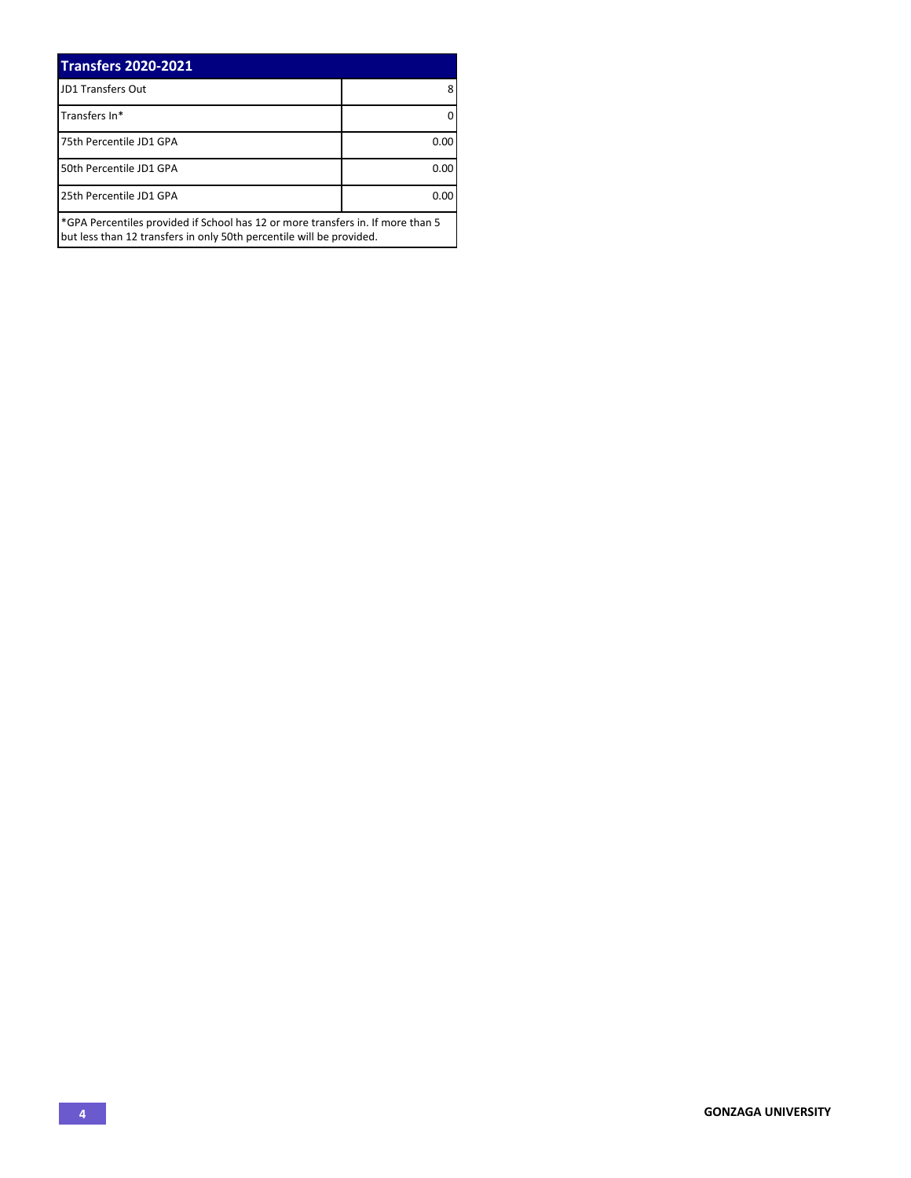| Transfers 2020-2021 | |
|---|---|
| JD1 Transfers Out | 8 |
| Transfers In* | 0 |
| 75th Percentile JD1 GPA | 0.00 |
| 50th Percentile JD1 GPA | 0.00 |
| 25th Percentile JD1 GPA | 0.00 |

*GPA Percentiles provided if School has 12 or more transfers in. If more than 5 but less than 12 transfers in only 50th percentile will be provided.